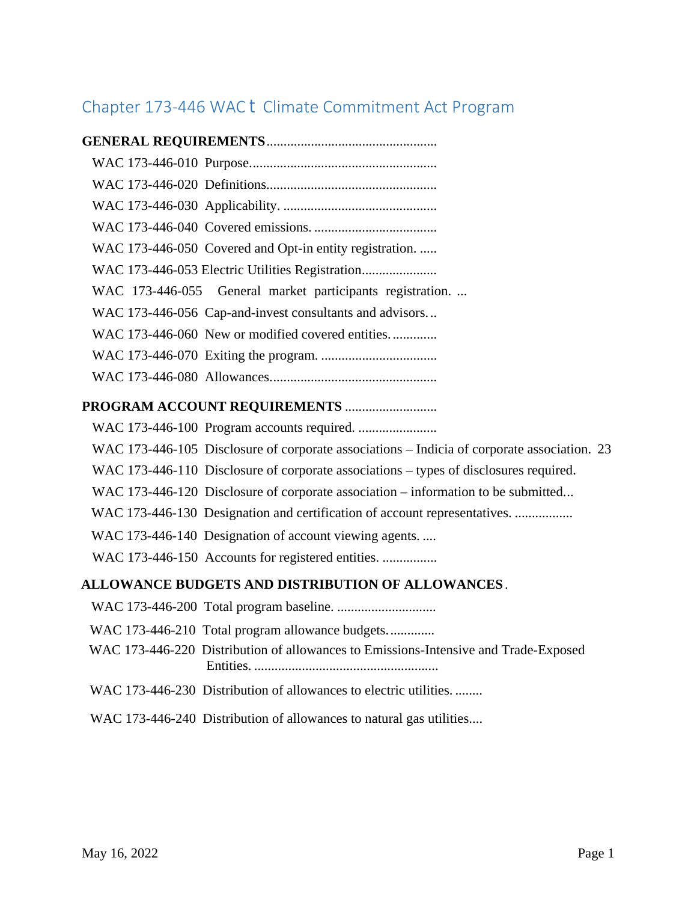# Chapter 173-446 WAC t Climate Commitment Act Program

**GENERAL REQUIREMENTS**

- WAC 173-446-010 Purpose.
- WAC 173-446-020 Definitions.
- WAC 173-446-030 Applicability.
- WAC 173-446-040 Covered emissions.
- WAC 173-446-050 Covered and Opt-in entity registration.
- WAC 173-446-053 Electric Utilities Registration
- WAC 173-446-055 General market participants registration.
- WAC 173-446-056 Cap-and-invest consultants and advisors.
- WAC 173-446-060 New or modified covered entities.
- WAC 173-446-070 Exiting the program.
- WAC 173-446-080 Allowances.

**PROGRAM ACCOUNT REQUIREMENTS**

- WAC 173-446-100 Program accounts required.
- WAC 173-446-105 Disclosure of corporate associations – Indicia of corporate association. 23
- WAC 173-446-110 Disclosure of corporate associations – types of disclosures required.
- WAC 173-446-120 Disclosure of corporate association – information to be submitted...
- WAC 173-446-130 Designation and certification of account representatives.
- WAC 173-446-140 Designation of account viewing agents.
- WAC 173-446-150 Accounts for registered entities.

**ALLOWANCE BUDGETS AND DISTRIBUTION OF ALLOWANCES**

- WAC 173-446-200 Total program baseline.
- WAC 173-446-210 Total program allowance budgets.
- WAC 173-446-220 Distribution of allowances to Emissions-Intensive and Trade-Exposed Entities.
- WAC 173-446-230 Distribution of allowances to electric utilities.
- WAC 173-446-240 Distribution of allowances to natural gas utilities.

May 16, 2022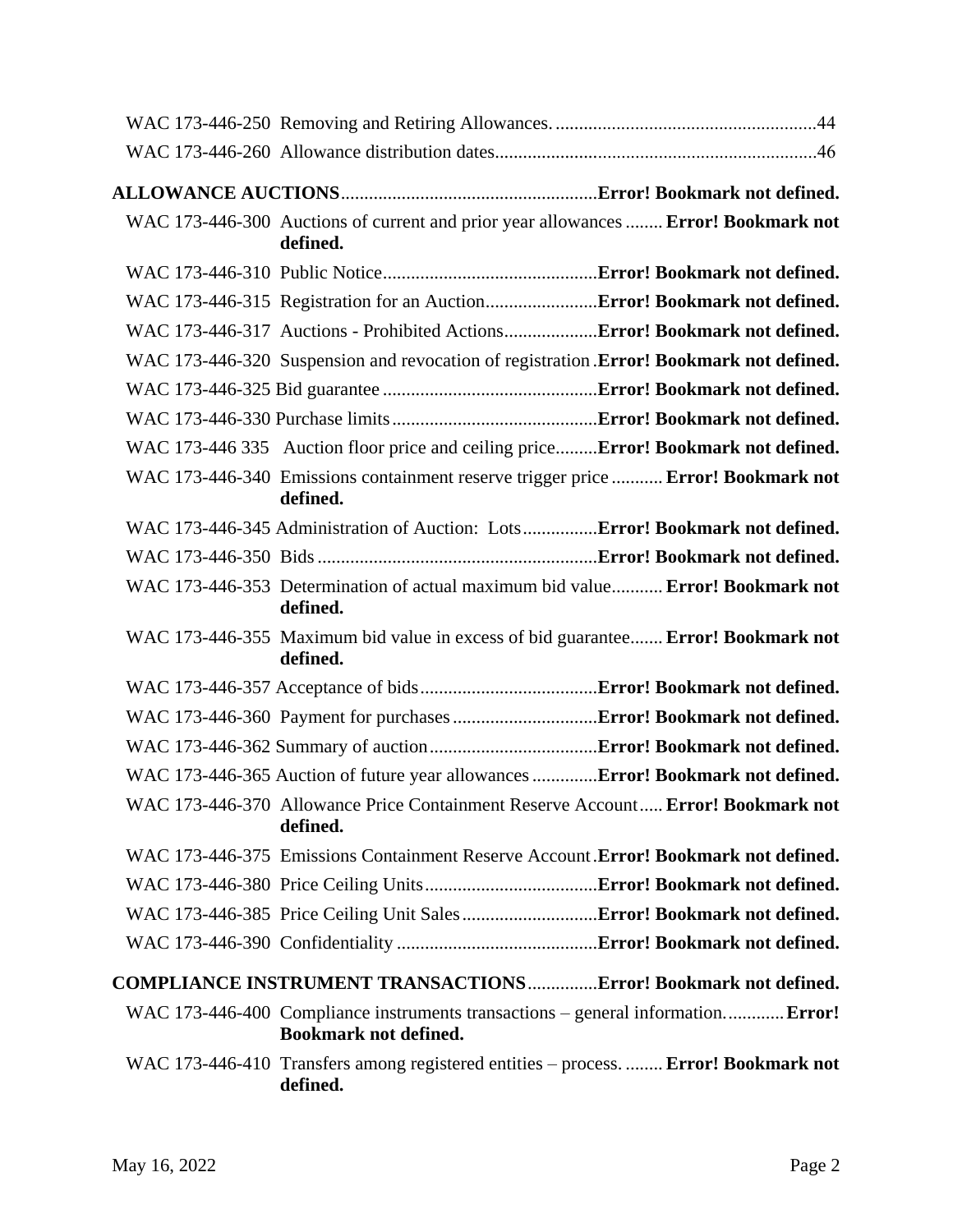WAC 173-446-250 Removing and Retiring Allowances. ........................................................44

WAC 173-446-260 Allowance distribution dates.....................................................................46

**ALLOWANCE AUCTIONS**.......................................................**Error! Bookmark not defined.**

WAC 173-446-300 Auctions of current and prior year allowances ........ **Error! Bookmark not defined.**

WAC 173-446-310 Public Notice.............................................**Error! Bookmark not defined.**

WAC 173-446-315 Registration for an Auction........................**Error! Bookmark not defined.**

WAC 173-446-317 Auctions - Prohibited Actions....................**Error! Bookmark not defined.**

WAC 173-446-320 Suspension and revocation of registration .**Error! Bookmark not defined.**

WAC 173-446-325 Bid guarantee ..............................................**Error! Bookmark not defined.**

WAC 173-446-330 Purchase limits............................................**Error! Bookmark not defined.**

WAC 173-446 335 Auction floor price and ceiling price.........**Error! Bookmark not defined.**

WAC 173-446-340 Emissions containment reserve trigger price ........... **Error! Bookmark not defined.**

WAC 173-446-345 Administration of Auction: Lots................**Error! Bookmark not defined.**

WAC 173-446-350 Bids ............................................................**Error! Bookmark not defined.**

WAC 173-446-353 Determination of actual maximum bid value........... **Error! Bookmark not defined.**

WAC 173-446-355 Maximum bid value in excess of bid guarantee....... **Error! Bookmark not defined.**

WAC 173-446-357 Acceptance of bids......................................**Error! Bookmark not defined.**

WAC 173-446-360 Payment for purchases ...............................**Error! Bookmark not defined.**

WAC 173-446-362 Summary of auction....................................**Error! Bookmark not defined.**

WAC 173-446-365 Auction of future year allowances ..............**Error! Bookmark not defined.**

WAC 173-446-370 Allowance Price Containment Reserve Account..... **Error! Bookmark not defined.**

WAC 173-446-375 Emissions Containment Reserve Account .**Error! Bookmark not defined.**

WAC 173-446-380 Price Ceiling Units.....................................**Error! Bookmark not defined.**

WAC 173-446-385 Price Ceiling Unit Sales.............................**Error! Bookmark not defined.**

WAC 173-446-390 Confidentiality ...........................................**Error! Bookmark not defined.**

**COMPLIANCE INSTRUMENT TRANSACTIONS**...............**Error! Bookmark not defined.**

WAC 173-446-400 Compliance instruments transactions – general information. ............ **Error! Bookmark not defined.**

WAC 173-446-410 Transfers among registered entities – process. ........ **Error! Bookmark not defined.**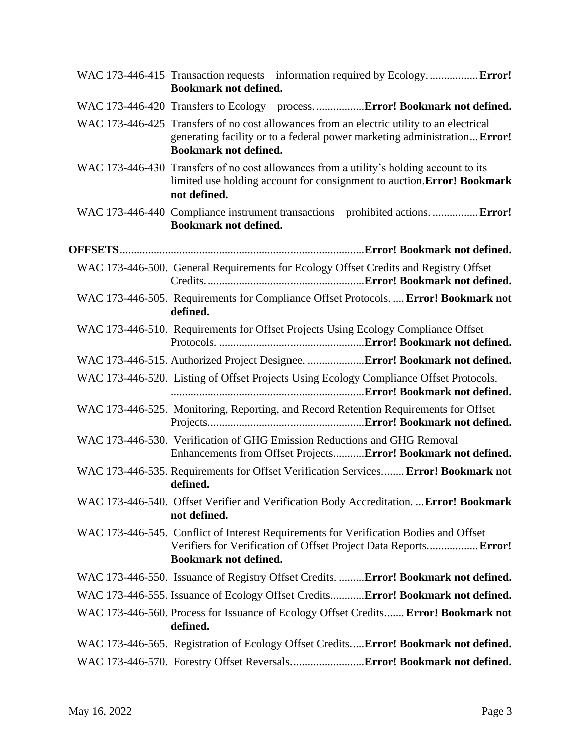WAC 173-446-415 Transaction requests – information required by Ecology. ................ **Error! Bookmark not defined.**

WAC 173-446-420 Transfers to Ecology – process. ................ **Error! Bookmark not defined.**

WAC 173-446-425 Transfers of no cost allowances from an electric utility to an electrical generating facility or to a federal power marketing administration... **Error! Bookmark not defined.**

WAC 173-446-430 Transfers of no cost allowances from a utility's holding account to its limited use holding account for consignment to auction. **Error! Bookmark not defined.**

WAC 173-446-440 Compliance instrument transactions – prohibited actions. ................ **Error! Bookmark not defined.**

**OFFSETS**...................................................................................... **Error! Bookmark not defined.**

WAC 173-446-500. General Requirements for Ecology Offset Credits and Registry Offset Credits. ........................................................ **Error! Bookmark not defined.**

WAC 173-446-505. Requirements for Compliance Offset Protocols. .... **Error! Bookmark not defined.**

WAC 173-446-510. Requirements for Offset Projects Using Ecology Compliance Offset Protocols. .................................................. **Error! Bookmark not defined.**

WAC 173-446-515. Authorized Project Designee. .................... **Error! Bookmark not defined.**

WAC 173-446-520. Listing of Offset Projects Using Ecology Compliance Offset Protocols. .................................................................. **Error! Bookmark not defined.**

WAC 173-446-525. Monitoring, Reporting, and Record Retention Requirements for Offset Projects....................................................... **Error! Bookmark not defined.**

WAC 173-446-530. Verification of GHG Emission Reductions and GHG Removal Enhancements from Offset Projects........... **Error! Bookmark not defined.**

WAC 173-446-535. Requirements for Offset Verification Services........ **Error! Bookmark not defined.**

WAC 173-446-540. Offset Verifier and Verification Body Accreditation. ... **Error! Bookmark not defined.**

WAC 173-446-545. Conflict of Interest Requirements for Verification Bodies and Offset Verifiers for Verification of Offset Project Data Reports................. **Error! Bookmark not defined.**

WAC 173-446-550. Issuance of Registry Offset Credits. ......... **Error! Bookmark not defined.**

WAC 173-446-555. Issuance of Ecology Offset Credits............ **Error! Bookmark not defined.**

WAC 173-446-560. Process for Issuance of Ecology Offset Credits....... **Error! Bookmark not defined.**

WAC 173-446-565. Registration of Ecology Offset Credits..... **Error! Bookmark not defined.**

WAC 173-446-570. Forestry Offset Reversals.......................... **Error! Bookmark not defined.**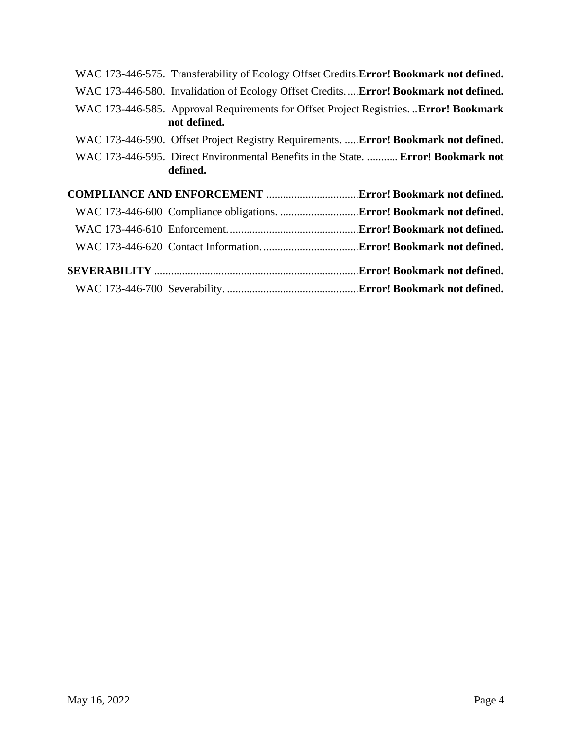WAC 173-446-575. Transferability of Ecology Offset Credits. **Error! Bookmark not defined.**

WAC 173-446-580. Invalidation of Ecology Offset Credits. .... **Error! Bookmark not defined.**

WAC 173-446-585. Approval Requirements for Offset Project Registries. .. **Error! Bookmark not defined.**

WAC 173-446-590. Offset Project Registry Requirements. ..... **Error! Bookmark not defined.**

WAC 173-446-595. Direct Environmental Benefits in the State. ........... **Error! Bookmark not defined.**

**COMPLIANCE AND ENFORCEMENT** ................................. **Error! Bookmark not defined.**

WAC 173-446-600 Compliance obligations. ............................ **Error! Bookmark not defined.**

WAC 173-446-610 Enforcement. .............................................. **Error! Bookmark not defined.**

WAC 173-446-620 Contact Information. .................................. **Error! Bookmark not defined.**

**SEVERABILITY** ........................................................................ **Error! Bookmark not defined.**

WAC 173-446-700 Severability. ............................................... **Error! Bookmark not defined.**

May 16, 2022